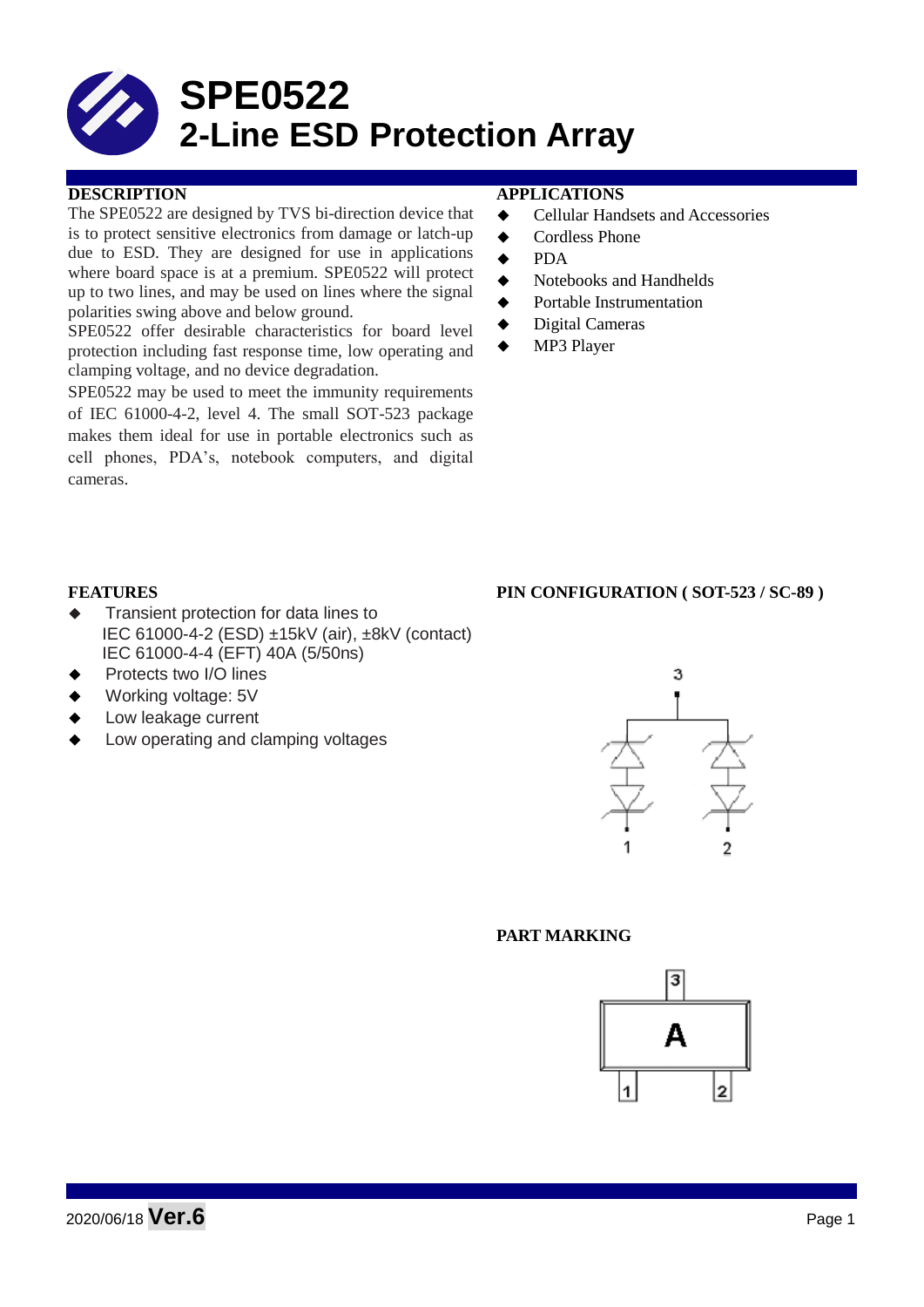# SPE0522
# 2-Line ESD Protection Array

## DESCRIPTION

The SPE0522 are designed by TVS bi-direction device that is to protect sensitive electronics from damage or latch-up due to ESD. They are designed for use in applications where board space is at a premium. SPE0522 will protect up to two lines, and may be used on lines where the signal polarities swing above and below ground.

SPE0522 offer desirable characteristics for board level protection including fast response time, low operating and clamping voltage, and no device degradation.

SPE0522 may be used to meet the immunity requirements of IEC 61000-4-2, level 4. The small SOT-523 package makes them ideal for use in portable electronics such as cell phones, PDA's, notebook computers, and digital cameras.

## APPLICATIONS

- Cellular Handsets and Accessories
- Cordless Phone
- PDA
- Notebooks and Handhelds
- Portable Instrumentation
- Digital Cameras
- MP3 Player

## FEATURES

- Transient protection for data lines to IEC 61000-4-2 (ESD) ±15kV (air), ±8kV (contact) IEC 61000-4-4 (EFT) 40A (5/50ns)
- Protects two I/O lines
- Working voltage: 5V
- Low leakage current
- Low operating and clamping voltages

## PIN CONFIGURATION ( SOT-523 / SC-89 )

3

1 2

## PART MARKING

3

A

1 2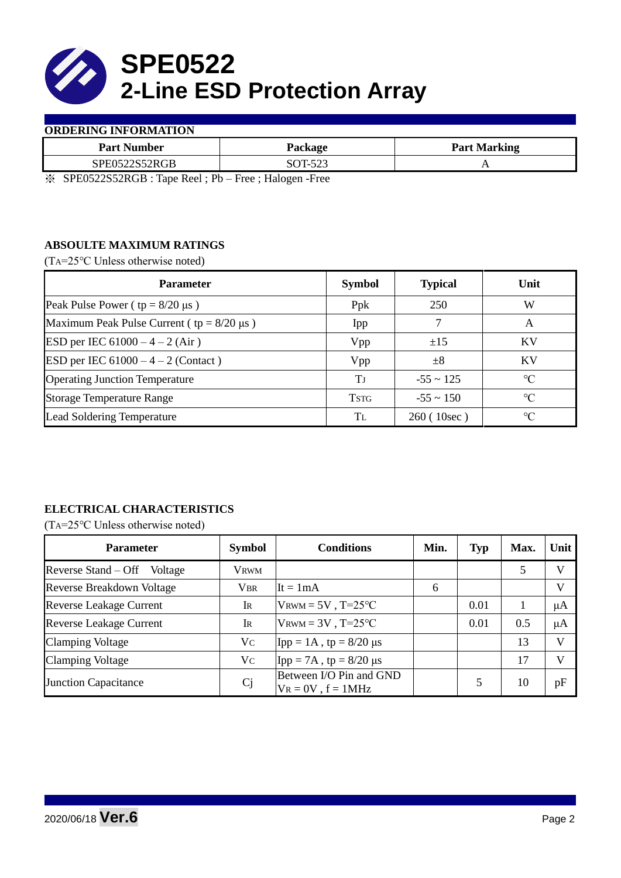# SPE0522
# 2-Line ESD Protection Array

**ORDERING INFORMATION**

| Part Number | Package | Part Marking |
|---|---|---|
| SPE0522S52RGB | SOT-523 | A |

※ SPE0522S52RGB : Tape Reel ; Pb – Free ; Halogen -Free

**ABSOULTE MAXIMUM RATINGS**

($T_A$=25℃ Unless otherwise noted)

| Parameter | Symbol | Typical | Unit |
|---|---|---|---|
| Peak Pulse Power ( tp = 8/20 μs ) | Ppk | 250 | W |
| Maximum Peak Pulse Current ( tp = 8/20 μs ) | Ipp | 7 | A |
| ESD per IEC 61000 – 4 – 2 (Air ) | Vpp | ±15 | KV |
| ESD per IEC 61000 – 4 – 2 (Contact ) | Vpp | ±8 | KV |
| Operating Junction Temperature | $T_J$ | -55 ~ 125 | ℃ |
| Storage Temperature Range | $T_{STG}$ | -55 ~ 150 | ℃ |
| Lead Soldering Temperature | $T_L$ | 260 ( 10sec ) | ℃ |

**ELECTRICAL CHARACTERISTICS**

($T_A$=25℃ Unless otherwise noted)

| Parameter | Symbol | Conditions | Min. | Typ | Max. | Unit |
|---|---|---|---|---|---|---|
| Reverse Stand – Off Voltage | $V_{RWM}$ | | | | 5 | V |
| Reverse Breakdown Voltage | $V_{BR}$ | It = 1mA | 6 | | | V |
| Reverse Leakage Current | $I_R$ | $V_{RWM}$ = 5V , T=25℃ | | 0.01 | 1 | μA |
| Reverse Leakage Current | $I_R$ | $V_{RWM}$ = 3V , T=25℃ | | 0.01 | 0.5 | μA |
| Clamping Voltage | $V_C$ | Ipp = 1A , tp = 8/20 μs | | | 13 | V |
| Clamping Voltage | $V_C$ | Ipp = 7A , tp = 8/20 μs | | | 17 | V |
| Junction Capacitance | Cj | Between I/O Pin and GND $V_R$ = 0V , f = 1MHz | | 5 | 10 | pF |

2020/06/18 **Ver.6**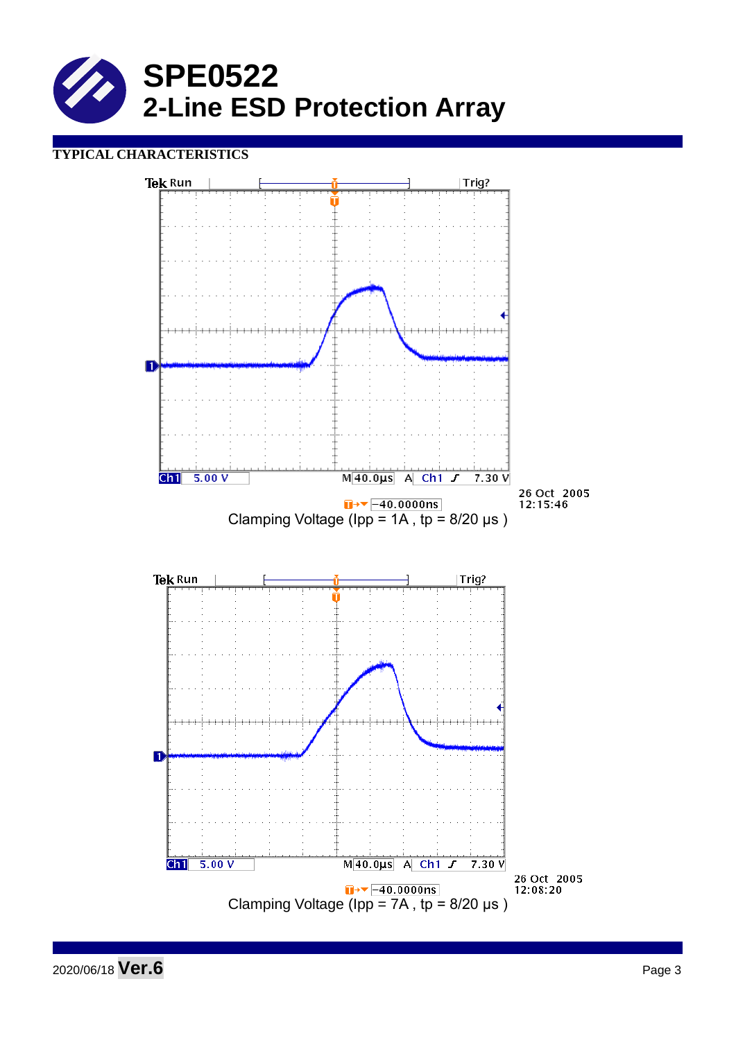# SPE0522
## 2-Line ESD Protection Array

**TYPICAL CHARACTERISTICS**

Clamping Voltage (Ipp = 1A , tp = 8/20 µs )

Clamping Voltage (Ipp = 7A , tp = 8/20 µs )

2020/06/18 **Ver.6**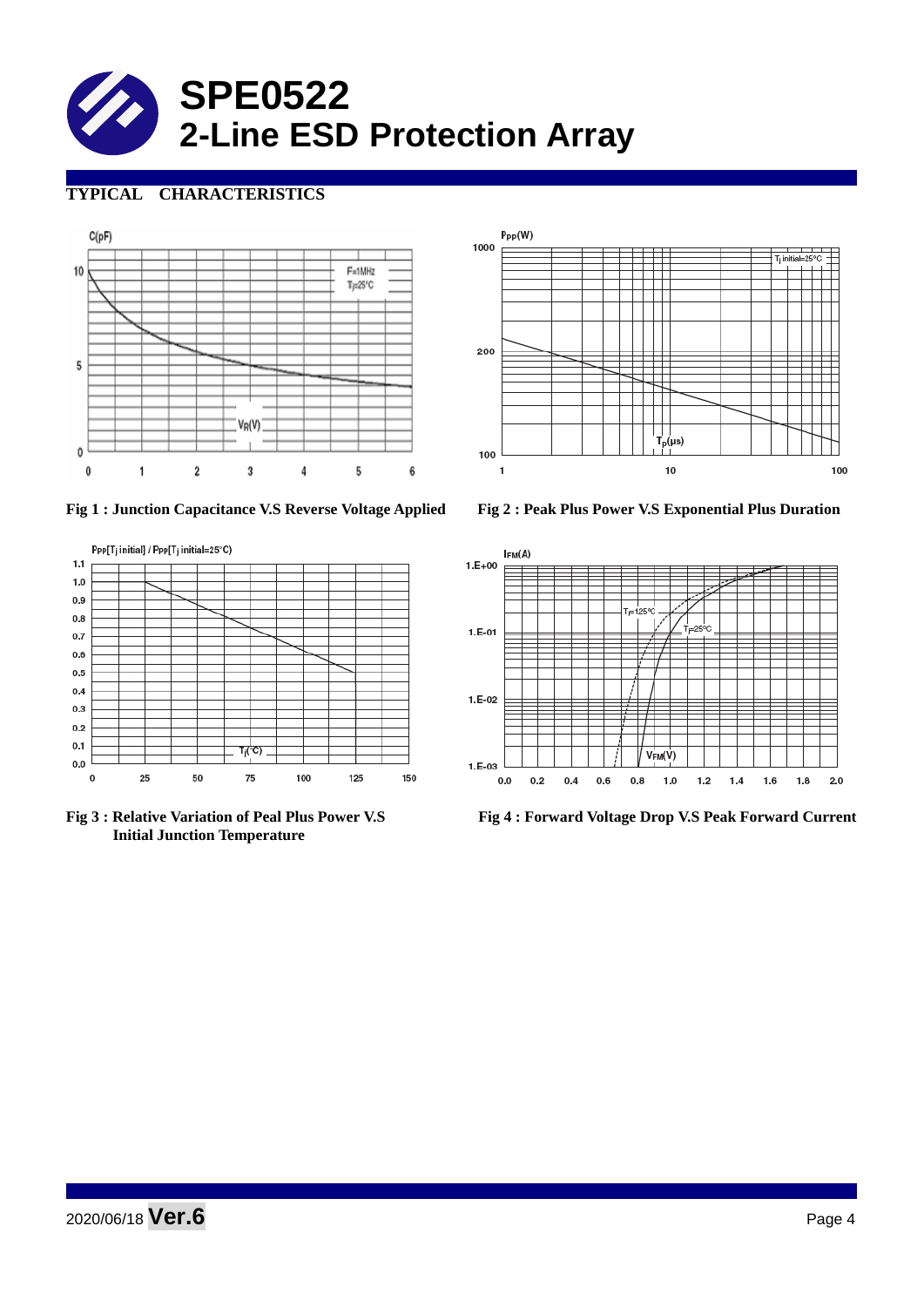# SPE0522
## 2-Line ESD Protection Array

**TYPICAL CHARACTERISTICS**

Fig 1 : Junction Capacitance V.S Reverse Voltage Applied

Fig 2 : Peak Plus Power V.S Exponential Plus Duration

Fig 3 : Relative Variation of Peal Plus Power V.S Initial Junction Temperature

Fig 4 : Forward Voltage Drop V.S Peak Forward Current

2020/06/18 **Ver.6**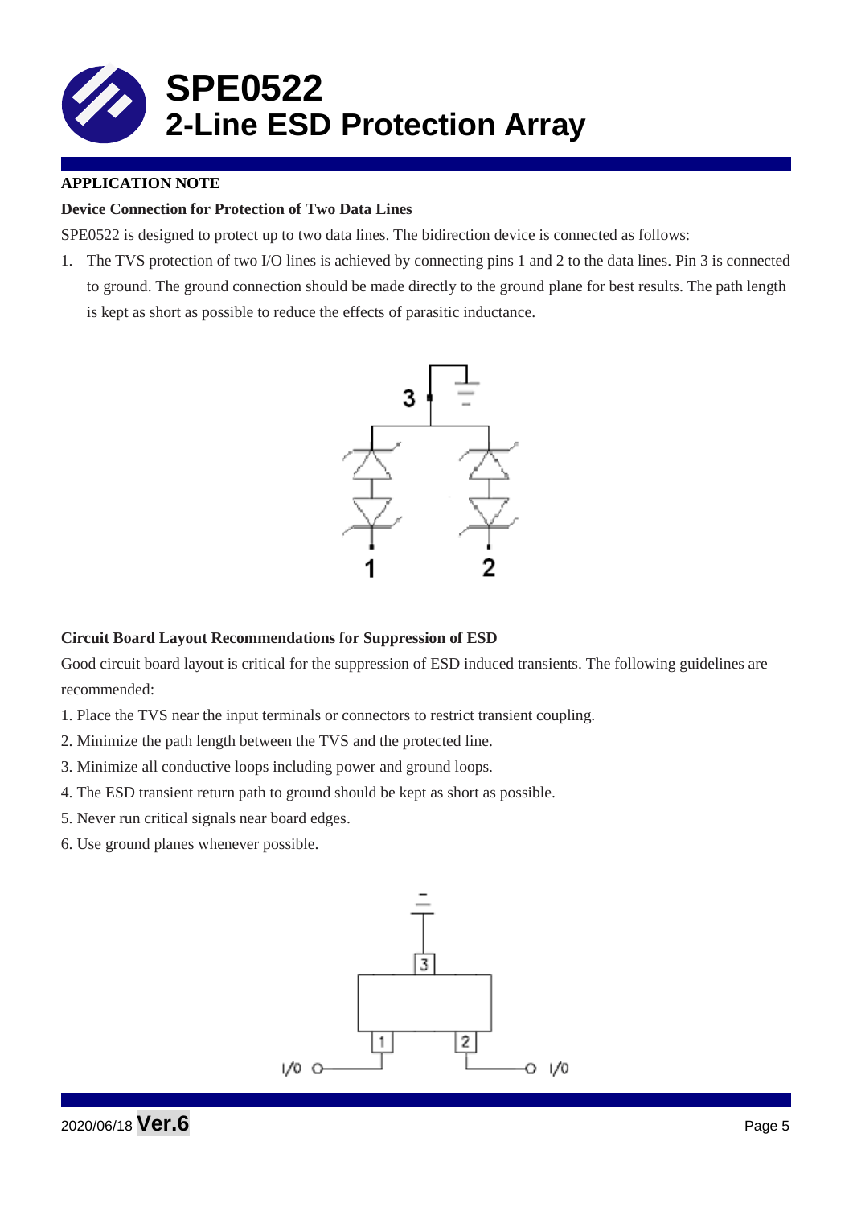# SPE0522
## 2-Line ESD Protection Array

**APPLICATION NOTE**

**Device Connection for Protection of Two Data Lines**

SPE0522 is designed to protect up to two data lines. The bidirection device is connected as follows:

1. The TVS protection of two I/O lines is achieved by connecting pins 1 and 2 to the data lines. Pin 3 is connected to ground. The ground connection should be made directly to the ground plane for best results. The path length is kept as short as possible to reduce the effects of parasitic inductance.

**Circuit Board Layout Recommendations for Suppression of ESD**

Good circuit board layout is critical for the suppression of ESD induced transients. The following guidelines are recommended:

1. Place the TVS near the input terminals or connectors to restrict transient coupling.
2. Minimize the path length between the TVS and the protected line.
3. Minimize all conductive loops including power and ground loops.
4. The ESD transient return path to ground should be kept as short as possible.
5. Never run critical signals near board edges.
6. Use ground planes whenever possible.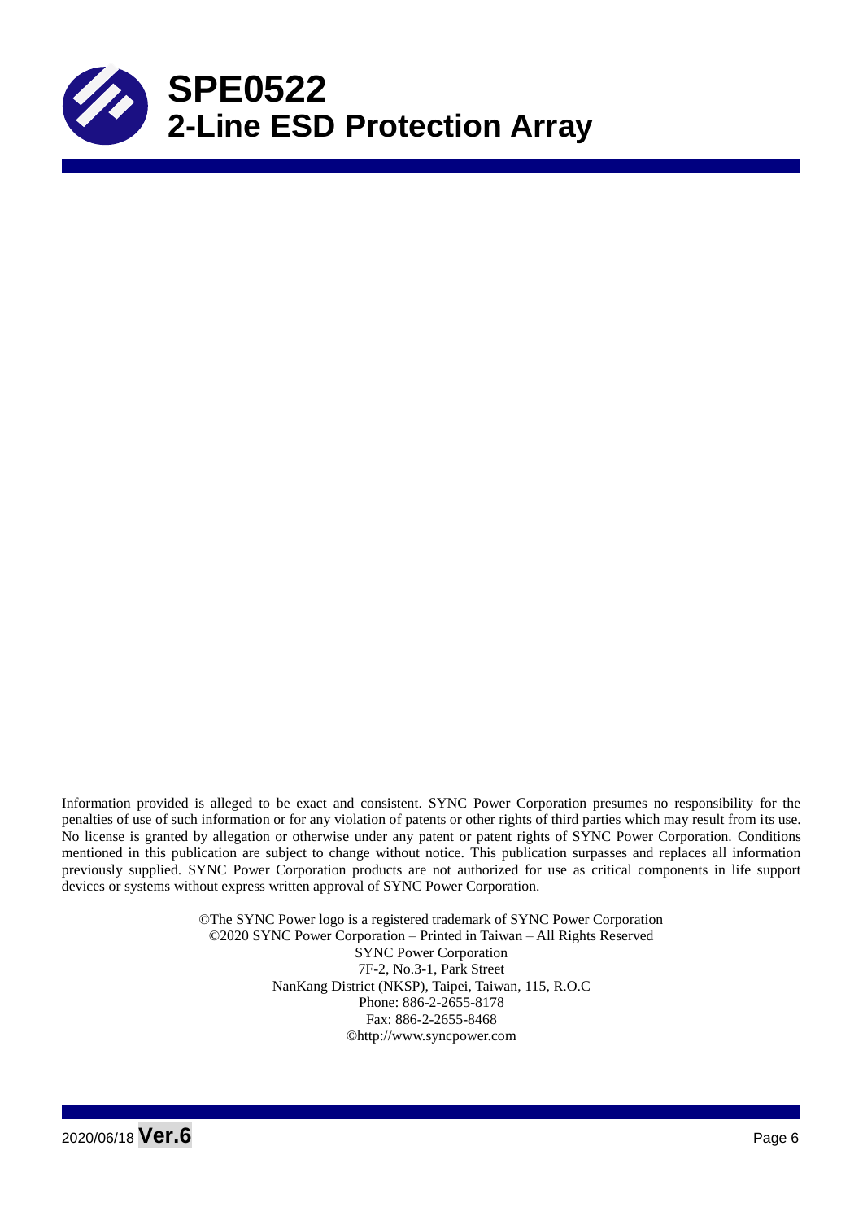Information provided is alleged to be exact and consistent. SYNC Power Corporation presumes no responsibility for the penalties of use of such information or for any violation of patents or other rights of third parties which may result from its use. No license is granted by allegation or otherwise under any patent or patent rights of SYNC Power Corporation. Conditions mentioned in this publication are subject to change without notice. This publication surpasses and replaces all information previously supplied. SYNC Power Corporation products are not authorized for use as critical components in life support devices or systems without express written approval of SYNC Power Corporation.

©The SYNC Power logo is a registered trademark of SYNC Power Corporation
©2020 SYNC Power Corporation – Printed in Taiwan – All Rights Reserved
SYNC Power Corporation
7F-2, No.3-1, Park Street
NanKang District (NKSP), Taipei, Taiwan, 115, R.O.C
Phone: 886-2-2655-8178
Fax: 886-2-2655-8468
©http://www.syncpower.com